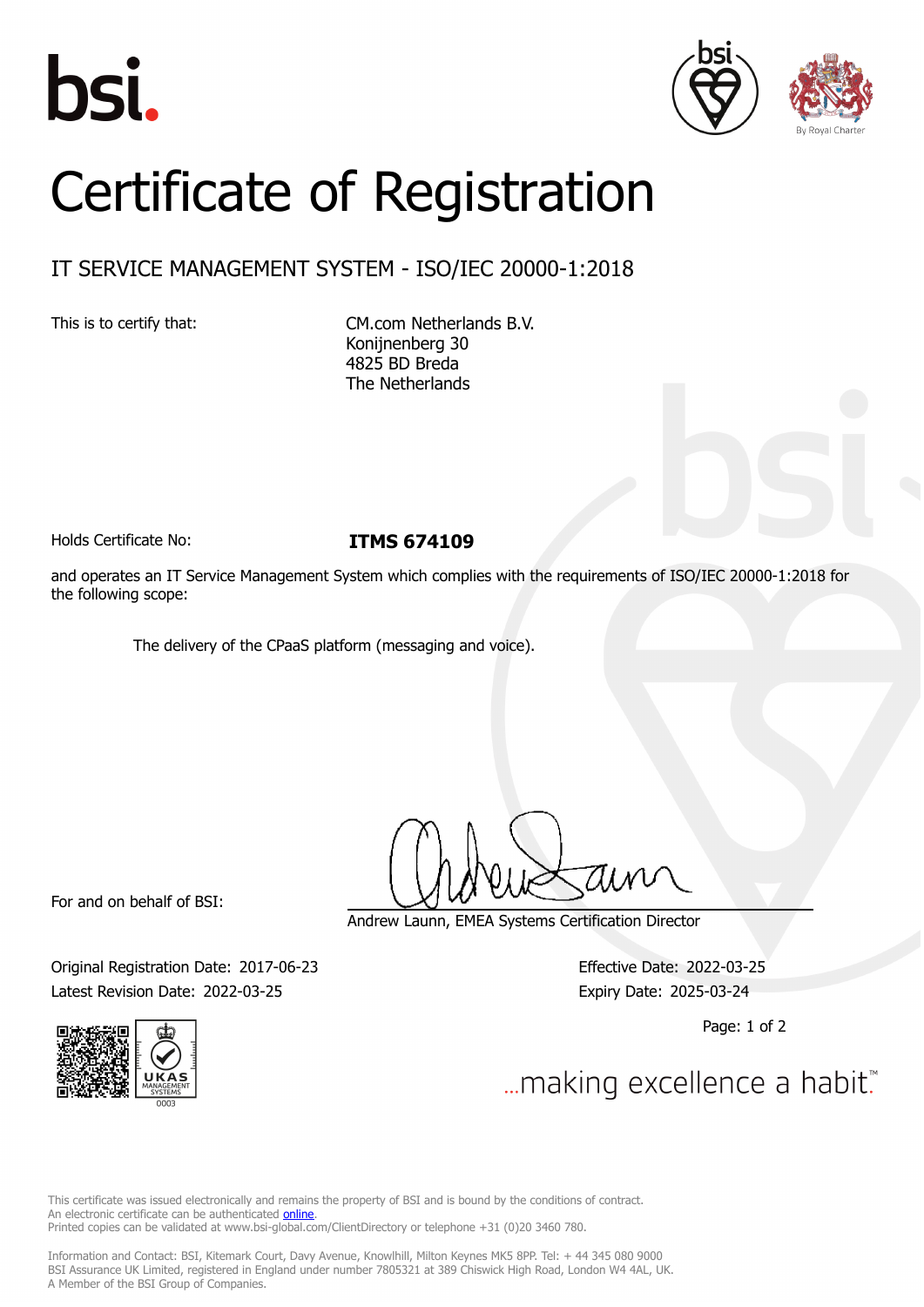# Certificate of Registration

## IT SERVICE MANAGEMENT SYSTEM - ISO/IEC 20000-1:2018

This is to certify that:

CM.com Netherlands B.V.
Konijnenberg 30
4825 BD Breda
The Netherlands

Holds Certificate No: **ITMS 674109**

and operates an IT Service Management System which complies with the requirements of ISO/IEC 20000-1:2018 for the following scope:

The delivery of the CPaaS platform (messaging and voice).

For and on behalf of BSI:

Andrew Launn, EMEA Systems Certification Director

Original Registration Date: 2017-06-23
Latest Revision Date: 2022-03-25

Effective Date: 2022-03-25
Expiry Date: 2025-03-24

...making excellence a habit.™

This certificate was issued electronically and remains the property of BSI and is bound by the conditions of contract.
An electronic certificate can be authenticated online.
Printed copies can be validated at www.bsi-global.com/ClientDirectory or telephone +31 (0)20 3460 780.

Information and Contact: BSI, Kitemark Court, Davy Avenue, Knowlhill, Milton Keynes MK5 8PP. Tel: + 44 345 080 9000
BSI Assurance UK Limited, registered in England under number 7805321 at 389 Chiswick High Road, London W4 4AL, UK.
A Member of the BSI Group of Companies.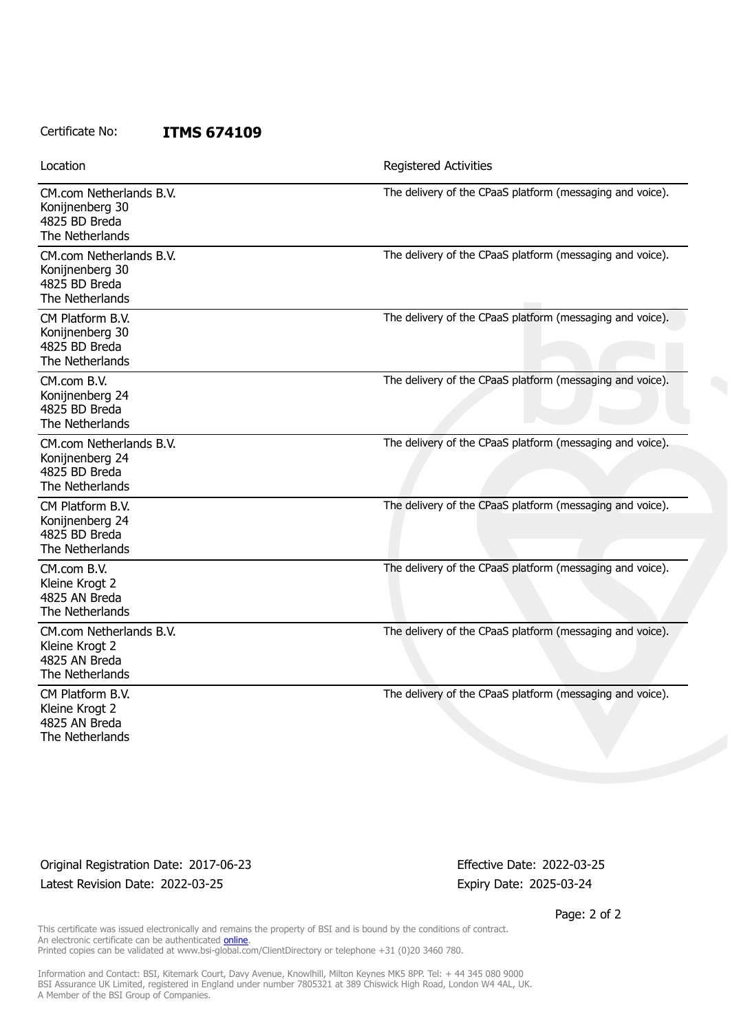Certificate No: **ITMS 674109**

| Location | Registered Activities |
|---|---|
| CM.com Netherlands B.V.<br>Konijnenberg 30<br>4825 BD Breda<br>The Netherlands | The delivery of the CPaaS platform (messaging and voice). |
| CM.com Netherlands B.V.<br>Konijnenberg 30<br>4825 BD Breda<br>The Netherlands | The delivery of the CPaaS platform (messaging and voice). |
| CM Platform B.V.<br>Konijnenberg 30<br>4825 BD Breda<br>The Netherlands | The delivery of the CPaaS platform (messaging and voice). |
| CM.com B.V.<br>Konijnenberg 24<br>4825 BD Breda<br>The Netherlands | The delivery of the CPaaS platform (messaging and voice). |
| CM.com Netherlands B.V.<br>Konijnenberg 24<br>4825 BD Breda<br>The Netherlands | The delivery of the CPaaS platform (messaging and voice). |
| CM Platform B.V.<br>Konijnenberg 24<br>4825 BD Breda<br>The Netherlands | The delivery of the CPaaS platform (messaging and voice). |
| CM.com B.V.<br>Kleine Krogt 2<br>4825 AN Breda<br>The Netherlands | The delivery of the CPaaS platform (messaging and voice). |
| CM.com Netherlands B.V.<br>Kleine Krogt 2<br>4825 AN Breda<br>The Netherlands | The delivery of the CPaaS platform (messaging and voice). |
| CM Platform B.V.<br>Kleine Krogt 2<br>4825 AN Breda<br>The Netherlands | The delivery of the CPaaS platform (messaging and voice). |

Original Registration Date: 2017-06-23
Latest Revision Date: 2022-03-25

Effective Date: 2022-03-25
Expiry Date: 2025-03-24

This certificate was issued electronically and remains the property of BSI and is bound by the conditions of contract.
An electronic certificate can be authenticated online.
Printed copies can be validated at www.bsi-global.com/ClientDirectory or telephone +31 (0)20 3460 780.

Information and Contact: BSI, Kitemark Court, Davy Avenue, Knowlhill, Milton Keynes MK5 8PP. Tel: + 44 345 080 9000
BSI Assurance UK Limited, registered in England under number 7805321 at 389 Chiswick High Road, London W4 4AL, UK.
A Member of the BSI Group of Companies.